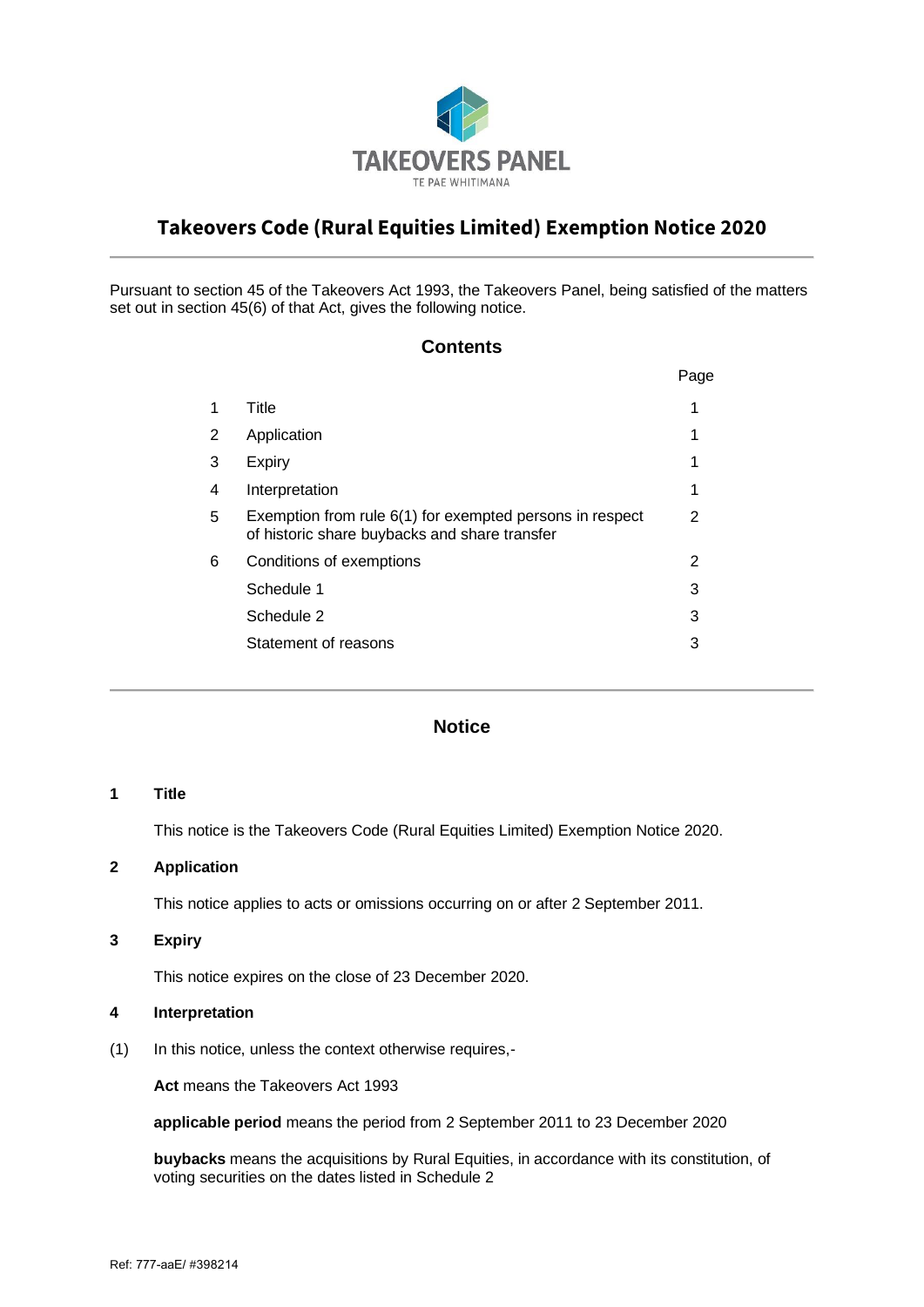TAKEOVERS PANEL

TE PAE WHITIMANA

# Takeovers Code (Rural Equities Limited) Exemption Notice 2020

Pursuant to section 45 of the Takeovers Act 1993, the Takeovers Panel, being satisfied of the matters set out in section 45(6) of that Act, gives the following notice.

## Contents

| | | Page |
|---|---|---|
| 1 | Title | 1 |
| 2 | Application | 1 |
| 3 | Expiry | 1 |
| 4 | Interpretation | 1 |
| 5 | Exemption from rule 6(1) for exempted persons in respect of historic share buybacks and share transfer | 2 |
| 6 | Conditions of exemptions | 2 |
| | Schedule 1 | 3 |
| | Schedule 2 | 3 |
| | Statement of reasons | 3 |

## Notice

### 1 Title

This notice is the Takeovers Code (Rural Equities Limited) Exemption Notice 2020.

### 2 Application

This notice applies to acts or omissions occurring on or after 2 September 2011.

### 3 Expiry

This notice expires on the close of 23 December 2020.

### 4 Interpretation

(1) In this notice, unless the context otherwise requires,-

**Act** means the Takeovers Act 1993

**applicable period** means the period from 2 September 2011 to 23 December 2020

**buybacks** means the acquisitions by Rural Equities, in accordance with its constitution, of voting securities on the dates listed in Schedule 2

Ref: 777-aaE/ #398214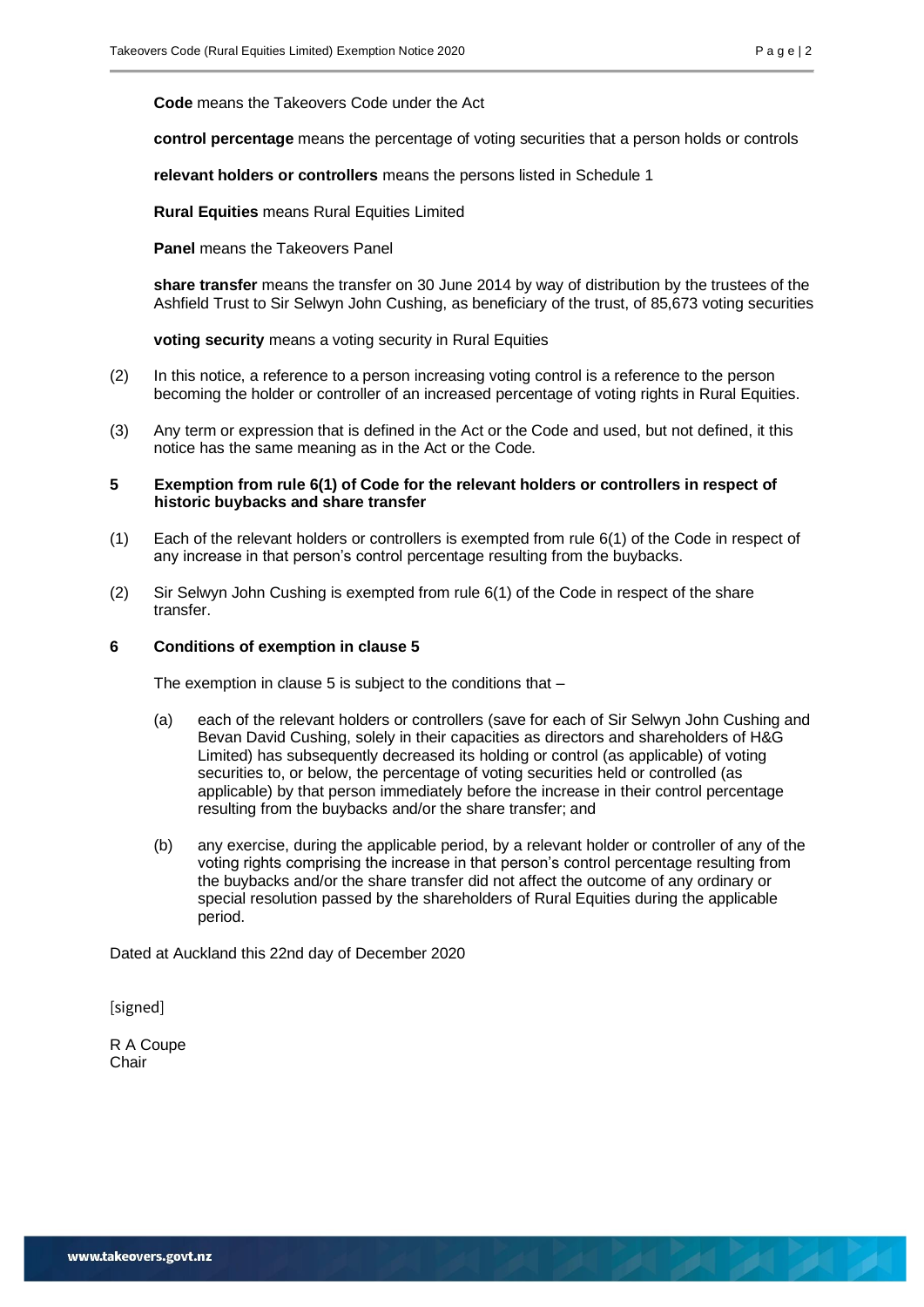**Code** means the Takeovers Code under the Act

**control percentage** means the percentage of voting securities that a person holds or controls

**relevant holders or controllers** means the persons listed in Schedule 1

**Rural Equities** means Rural Equities Limited

**Panel** means the Takeovers Panel

**share transfer** means the transfer on 30 June 2014 by way of distribution by the trustees of the Ashfield Trust to Sir Selwyn John Cushing, as beneficiary of the trust, of 85,673 voting securities

**voting security** means a voting security in Rural Equities

(2) In this notice, a reference to a person increasing voting control is a reference to the person becoming the holder or controller of an increased percentage of voting rights in Rural Equities.

(3) Any term or expression that is defined in the Act or the Code and used, but not defined, it this notice has the same meaning as in the Act or the Code.

### 5 Exemption from rule 6(1) of Code for the relevant holders or controllers in respect of historic buybacks and share transfer

(1) Each of the relevant holders or controllers is exempted from rule 6(1) of the Code in respect of any increase in that person's control percentage resulting from the buybacks.

(2) Sir Selwyn John Cushing is exempted from rule 6(1) of the Code in respect of the share transfer.

### 6 Conditions of exemption in clause 5

The exemption in clause 5 is subject to the conditions that –

(a) each of the relevant holders or controllers (save for each of Sir Selwyn John Cushing and Bevan David Cushing, solely in their capacities as directors and shareholders of H&G Limited) has subsequently decreased its holding or control (as applicable) of voting securities to, or below, the percentage of voting securities held or controlled (as applicable) by that person immediately before the increase in their control percentage resulting from the buybacks and/or the share transfer; and

(b) any exercise, during the applicable period, by a relevant holder or controller of any of the voting rights comprising the increase in that person's control percentage resulting from the buybacks and/or the share transfer did not affect the outcome of any ordinary or special resolution passed by the shareholders of Rural Equities during the applicable period.

Dated at Auckland this 22nd day of December 2020

[signed]

R A Coupe
Chair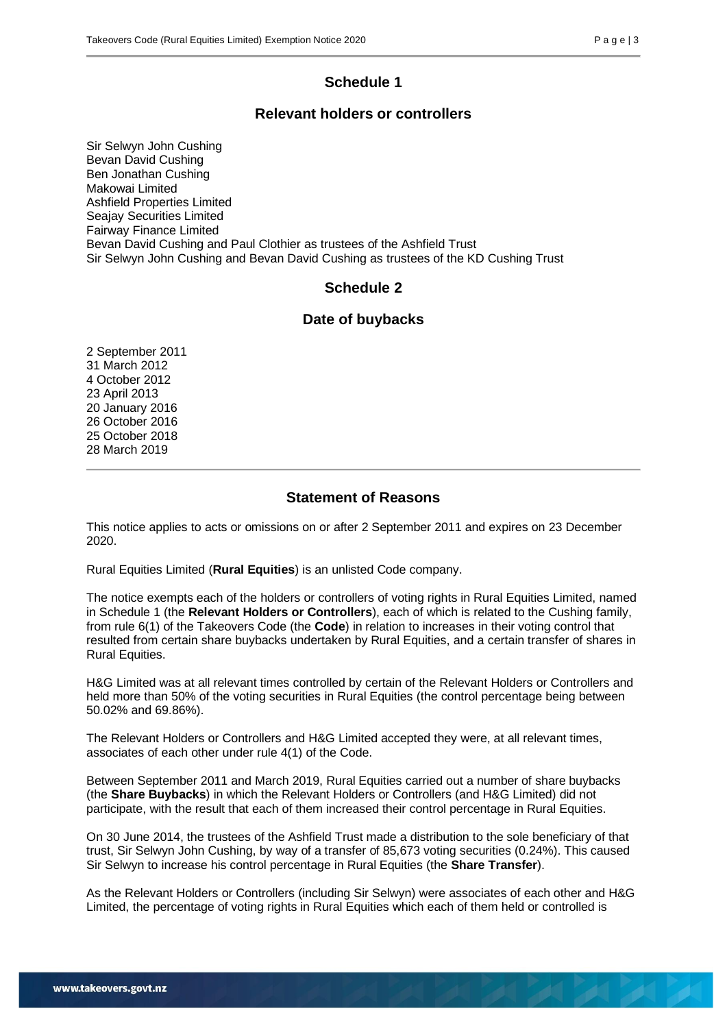## Schedule 1

## Relevant holders or controllers

Sir Selwyn John Cushing
Bevan David Cushing
Ben Jonathan Cushing
Makowai Limited
Ashfield Properties Limited
Seajay Securities Limited
Fairway Finance Limited
Bevan David Cushing and Paul Clothier as trustees of the Ashfield Trust
Sir Selwyn John Cushing and Bevan David Cushing as trustees of the KD Cushing Trust

## Schedule 2

## Date of buybacks

2 September 2011
31 March 2012
4 October 2012
23 April 2013
20 January 2016
26 October 2016
25 October 2018
28 March 2019

---

## Statement of Reasons

This notice applies to acts or omissions on or after 2 September 2011 and expires on 23 December 2020.

Rural Equities Limited (**Rural Equities**) is an unlisted Code company.

The notice exempts each of the holders or controllers of voting rights in Rural Equities Limited, named in Schedule 1 (the **Relevant Holders or Controllers**), each of which is related to the Cushing family, from rule 6(1) of the Takeovers Code (the **Code**) in relation to increases in their voting control that resulted from certain share buybacks undertaken by Rural Equities, and a certain transfer of shares in Rural Equities.

H&G Limited was at all relevant times controlled by certain of the Relevant Holders or Controllers and held more than 50% of the voting securities in Rural Equities (the control percentage being between 50.02% and 69.86%).

The Relevant Holders or Controllers and H&G Limited accepted they were, at all relevant times, associates of each other under rule 4(1) of the Code.

Between September 2011 and March 2019, Rural Equities carried out a number of share buybacks (the **Share Buybacks**) in which the Relevant Holders or Controllers (and H&G Limited) did not participate, with the result that each of them increased their control percentage in Rural Equities.

On 30 June 2014, the trustees of the Ashfield Trust made a distribution to the sole beneficiary of that trust, Sir Selwyn John Cushing, by way of a transfer of 85,673 voting securities (0.24%). This caused Sir Selwyn to increase his control percentage in Rural Equities (the **Share Transfer**).

As the Relevant Holders or Controllers (including Sir Selwyn) were associates of each other and H&G Limited, the percentage of voting rights in Rural Equities which each of them held or controlled is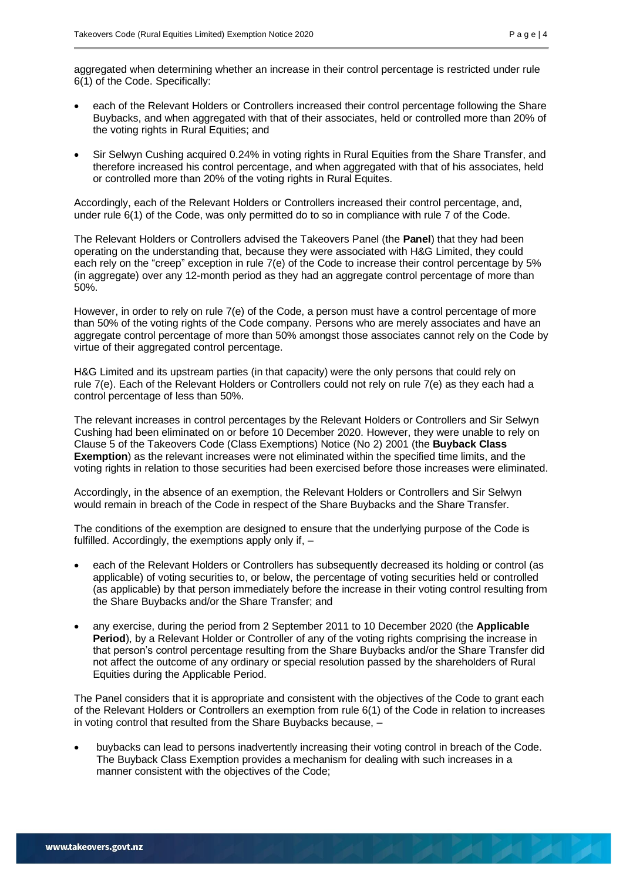aggregated when determining whether an increase in their control percentage is restricted under rule 6(1) of the Code. Specifically:

- each of the Relevant Holders or Controllers increased their control percentage following the Share Buybacks, and when aggregated with that of their associates, held or controlled more than 20% of the voting rights in Rural Equities; and
- Sir Selwyn Cushing acquired 0.24% in voting rights in Rural Equities from the Share Transfer, and therefore increased his control percentage, and when aggregated with that of his associates, held or controlled more than 20% of the voting rights in Rural Equites.

Accordingly, each of the Relevant Holders or Controllers increased their control percentage, and, under rule 6(1) of the Code, was only permitted do to so in compliance with rule 7 of the Code.

The Relevant Holders or Controllers advised the Takeovers Panel (the **Panel**) that they had been operating on the understanding that, because they were associated with H&G Limited, they could each rely on the "creep" exception in rule 7(e) of the Code to increase their control percentage by 5% (in aggregate) over any 12-month period as they had an aggregate control percentage of more than 50%.

However, in order to rely on rule 7(e) of the Code, a person must have a control percentage of more than 50% of the voting rights of the Code company. Persons who are merely associates and have an aggregate control percentage of more than 50% amongst those associates cannot rely on the Code by virtue of their aggregated control percentage.

H&G Limited and its upstream parties (in that capacity) were the only persons that could rely on rule 7(e). Each of the Relevant Holders or Controllers could not rely on rule 7(e) as they each had a control percentage of less than 50%.

The relevant increases in control percentages by the Relevant Holders or Controllers and Sir Selwyn Cushing had been eliminated on or before 10 December 2020. However, they were unable to rely on Clause 5 of the Takeovers Code (Class Exemptions) Notice (No 2) 2001 (the **Buyback Class Exemption**) as the relevant increases were not eliminated within the specified time limits, and the voting rights in relation to those securities had been exercised before those increases were eliminated.

Accordingly, in the absence of an exemption, the Relevant Holders or Controllers and Sir Selwyn would remain in breach of the Code in respect of the Share Buybacks and the Share Transfer.

The conditions of the exemption are designed to ensure that the underlying purpose of the Code is fulfilled. Accordingly, the exemptions apply only if, –

- each of the Relevant Holders or Controllers has subsequently decreased its holding or control (as applicable) of voting securities to, or below, the percentage of voting securities held or controlled (as applicable) by that person immediately before the increase in their voting control resulting from the Share Buybacks and/or the Share Transfer; and
- any exercise, during the period from 2 September 2011 to 10 December 2020 (the **Applicable Period**), by a Relevant Holder or Controller of any of the voting rights comprising the increase in that person's control percentage resulting from the Share Buybacks and/or the Share Transfer did not affect the outcome of any ordinary or special resolution passed by the shareholders of Rural Equities during the Applicable Period.

The Panel considers that it is appropriate and consistent with the objectives of the Code to grant each of the Relevant Holders or Controllers an exemption from rule 6(1) of the Code in relation to increases in voting control that resulted from the Share Buybacks because, –

- buybacks can lead to persons inadvertently increasing their voting control in breach of the Code. The Buyback Class Exemption provides a mechanism for dealing with such increases in a manner consistent with the objectives of the Code;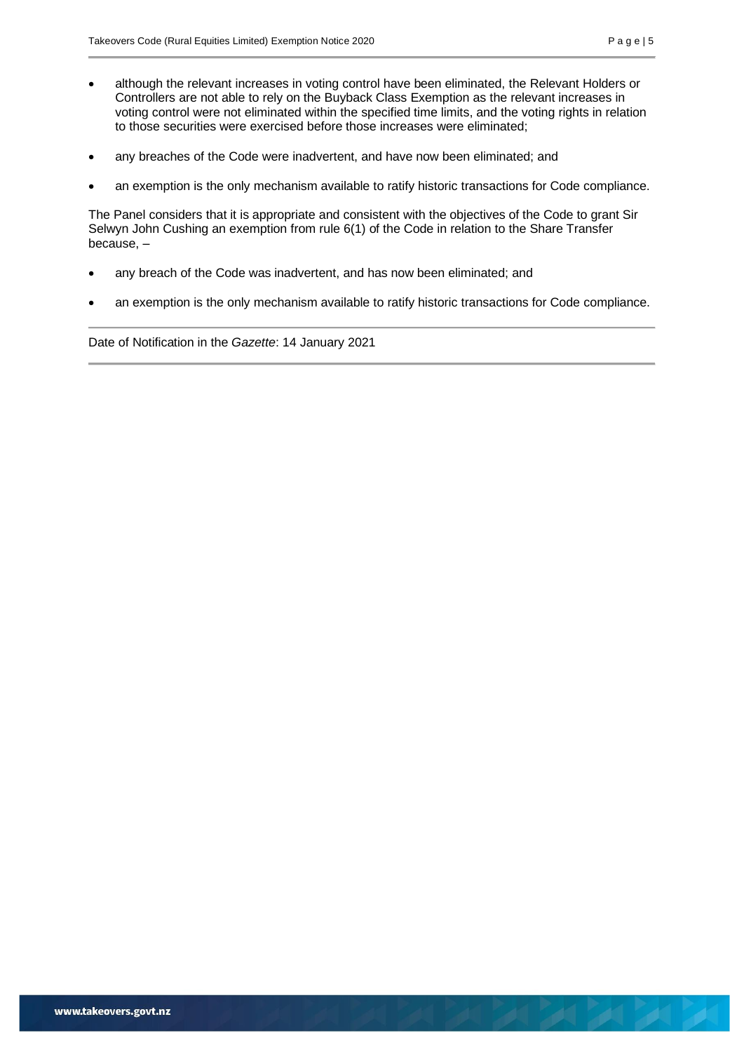- although the relevant increases in voting control have been eliminated, the Relevant Holders or Controllers are not able to rely on the Buyback Class Exemption as the relevant increases in voting control were not eliminated within the specified time limits, and the voting rights in relation to those securities were exercised before those increases were eliminated;
- any breaches of the Code were inadvertent, and have now been eliminated; and
- an exemption is the only mechanism available to ratify historic transactions for Code compliance.

The Panel considers that it is appropriate and consistent with the objectives of the Code to grant Sir Selwyn John Cushing an exemption from rule 6(1) of the Code in relation to the Share Transfer because, –

- any breach of the Code was inadvertent, and has now been eliminated; and
- an exemption is the only mechanism available to ratify historic transactions for Code compliance.

---

Date of Notification in the *Gazette*: 14 January 2021

---